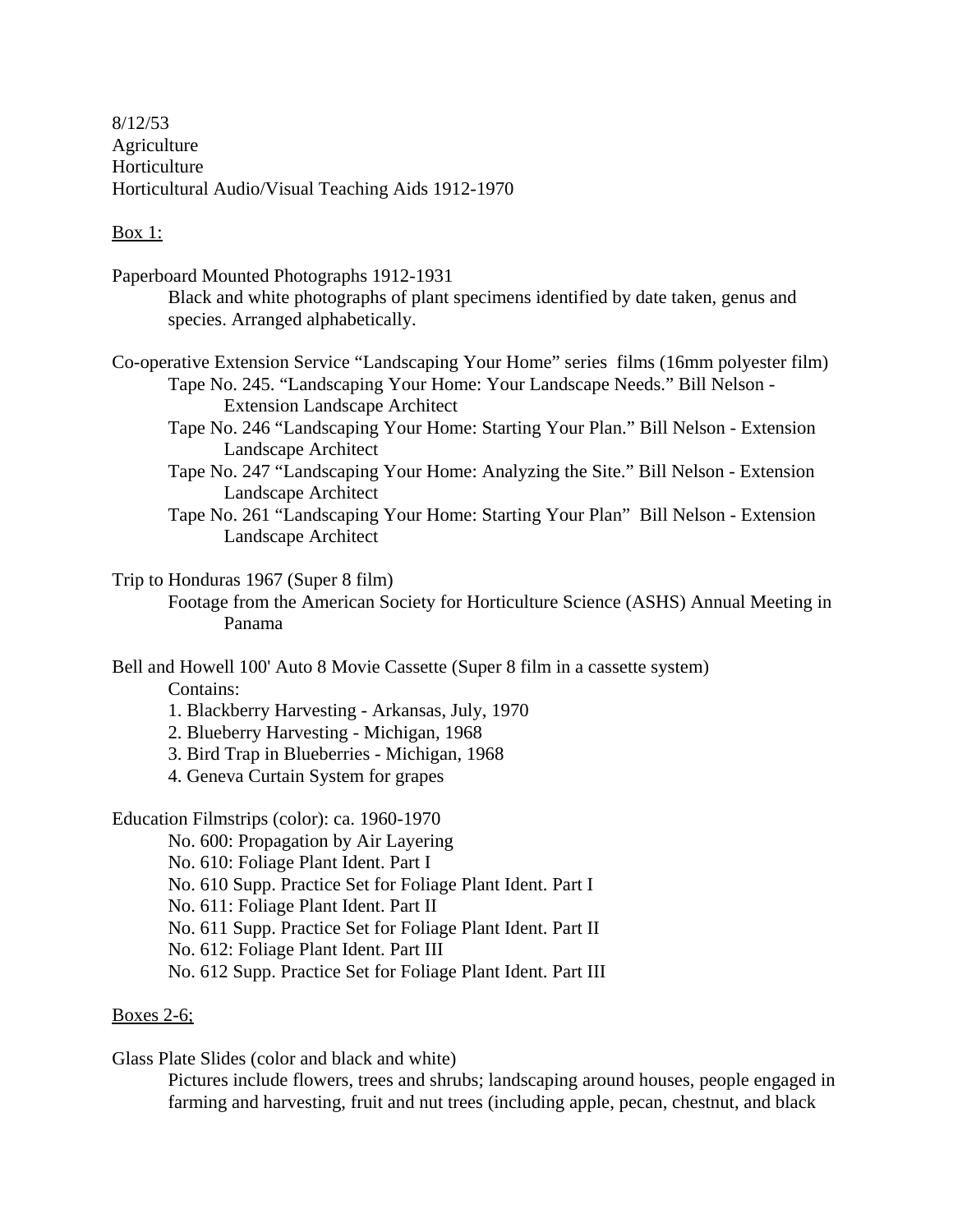8/12/53
Agriculture
Horticulture
Horticultural Audio/Visual Teaching Aids 1912-1970

<u>Box 1:</u>

Paperboard Mounted Photographs 1912-1931

Black and white photographs of plant specimens identified by date taken, genus and species. Arranged alphabetically.

Co-operative Extension Service "Landscaping Your Home" series films (16mm polyester film)

- Tape No. 245. "Landscaping Your Home: Your Landscape Needs." Bill Nelson - Extension Landscape Architect
- Tape No. 246 "Landscaping Your Home: Starting Your Plan." Bill Nelson - Extension Landscape Architect
- Tape No. 247 "Landscaping Your Home: Analyzing the Site." Bill Nelson - Extension Landscape Architect
- Tape No. 261 "Landscaping Your Home: Starting Your Plan" Bill Nelson - Extension Landscape Architect

Trip to Honduras 1967 (Super 8 film)

Footage from the American Society for Horticulture Science (ASHS) Annual Meeting in Panama

Bell and Howell 100' Auto 8 Movie Cassette (Super 8 film in a cassette system)

Contains:

1. Blackberry Harvesting - Arkansas, July, 1970
2. Blueberry Harvesting - Michigan, 1968
3. Bird Trap in Blueberries - Michigan, 1968
4. Geneva Curtain System for grapes

Education Filmstrips (color): ca. 1960-1970

- No. 600: Propagation by Air Layering
- No. 610: Foliage Plant Ident. Part I
- No. 610 Supp. Practice Set for Foliage Plant Ident. Part I
- No. 611: Foliage Plant Ident. Part II
- No. 611 Supp. Practice Set for Foliage Plant Ident. Part II
- No. 612: Foliage Plant Ident. Part III
- No. 612 Supp. Practice Set for Foliage Plant Ident. Part III

<u>Boxes 2-6;</u>

Glass Plate Slides (color and black and white)

Pictures include flowers, trees and shrubs; landscaping around houses, people engaged in farming and harvesting, fruit and nut trees (including apple, pecan, chestnut, and black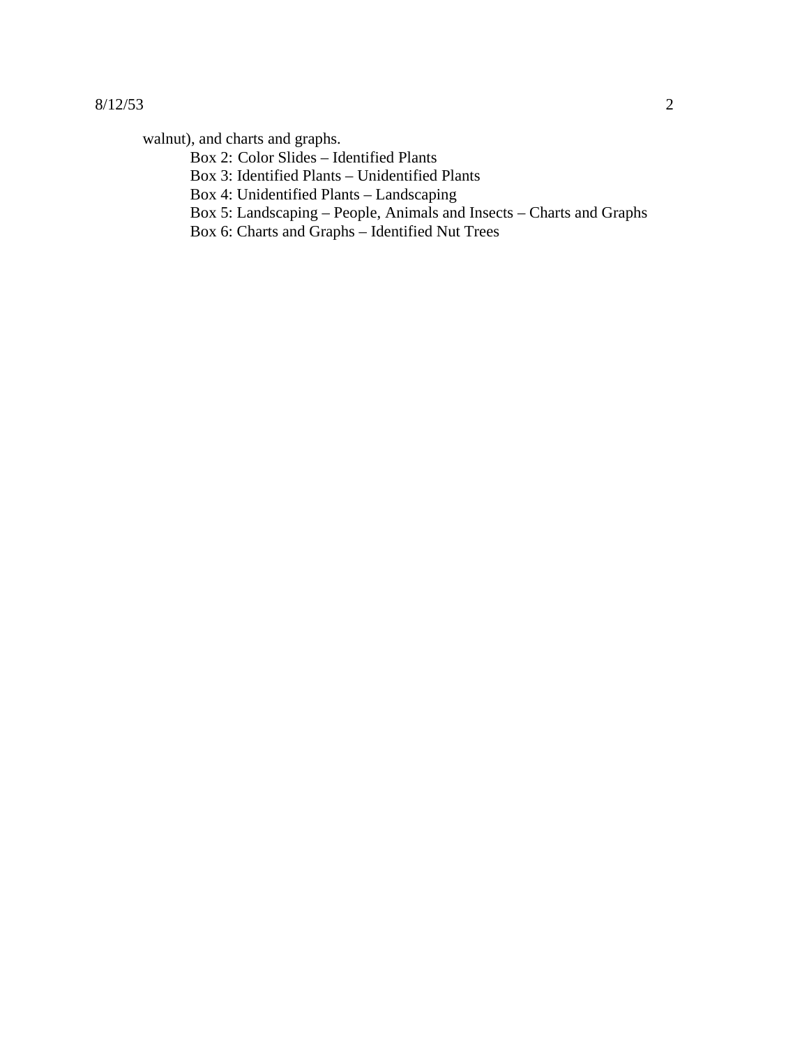walnut), and charts and graphs.

Box 2: Color Slides – Identified Plants
Box 3: Identified Plants – Unidentified Plants
Box 4: Unidentified Plants – Landscaping
Box 5: Landscaping – People, Animals and Insects – Charts and Graphs
Box 6: Charts and Graphs – Identified Nut Trees